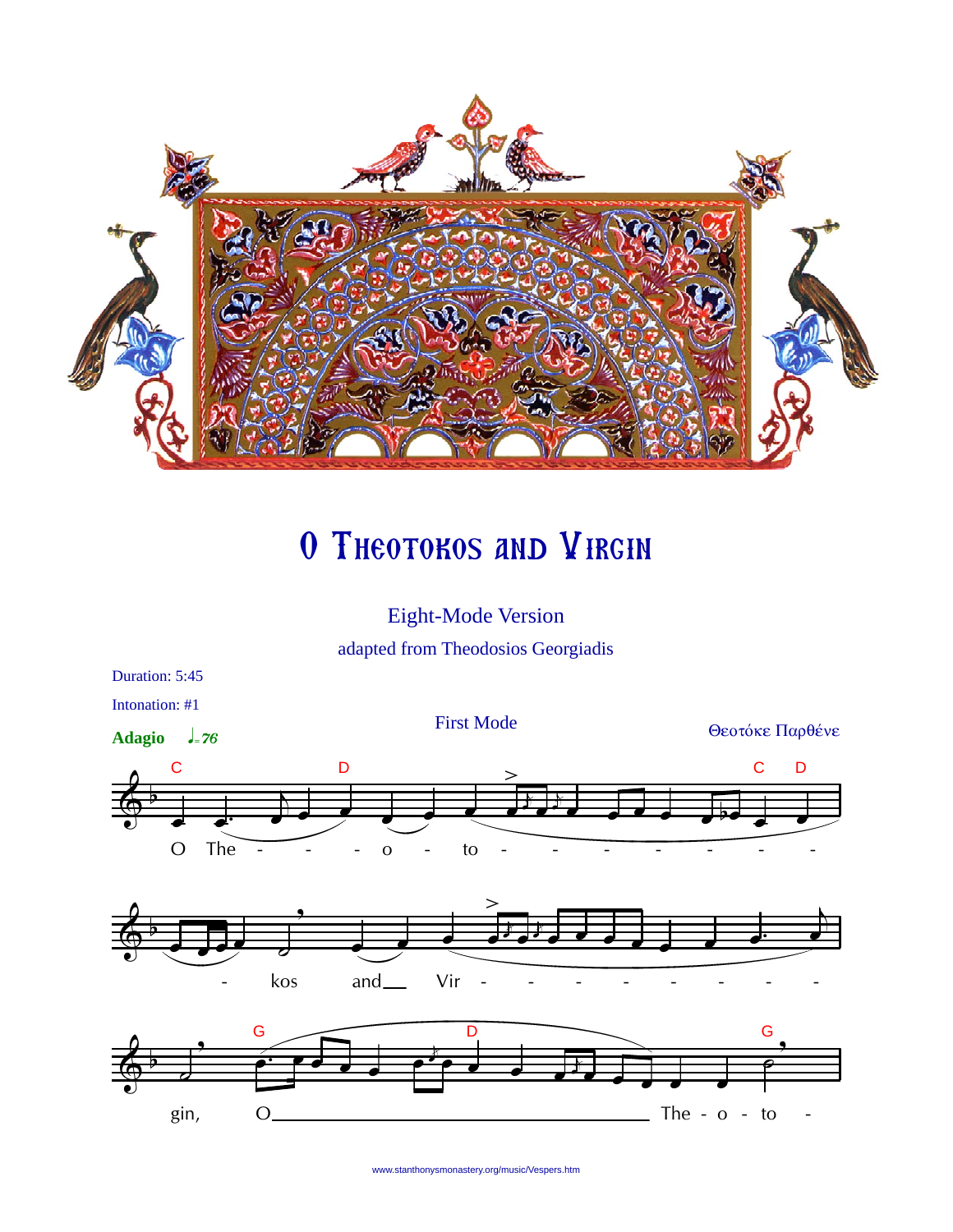# O Theotokos and Virgin

Eight-Mode Version

adapted from Theodosios Georgiadis

Duration: 5:45

Intonation: #1

**Adagio** ♩=76

First Mode

Θεοτόκε Παρθένε

O The - - - o - to - - - - - - - - kos and Vir - - - - - - - - - gin, O The - o - to -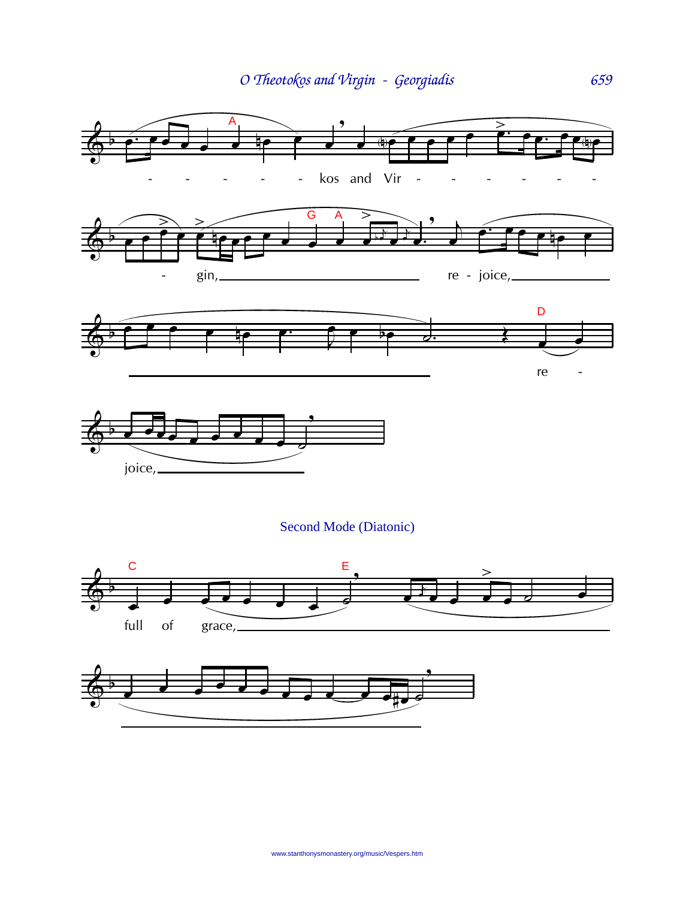- - - - - - kos and Vir - - - - - -

- gin,\_\_\_\_\_\_\_\_\_\_ re - joice,\_\_\_\_\_\_\_\_\_\_

re -

joice,\_\_\_\_\_\_\_\_\_\_

## Second Mode (Diatonic)

full of grace,\_\_\_\_\_\_\_\_\_\_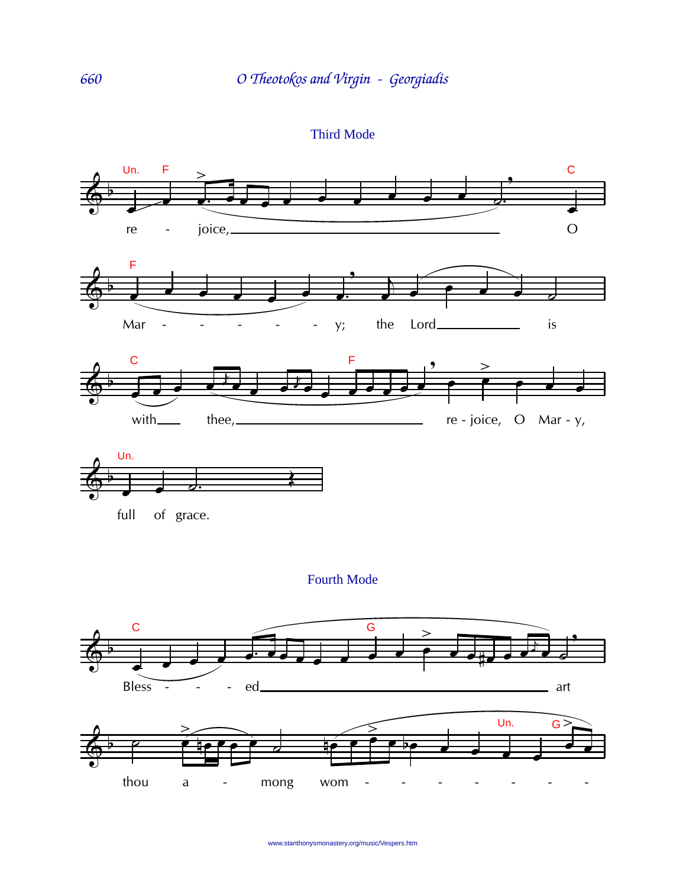## Third Mode

Un. F C

re - joice, O

F

Mar - - - - - - y; the Lord is

C F

with thee, re - joice, O Mar - y,

Un.

full of grace.

## Fourth Mode

C G

Bless - - - ed art

Un. G

thou a - mong wom - - - - - - -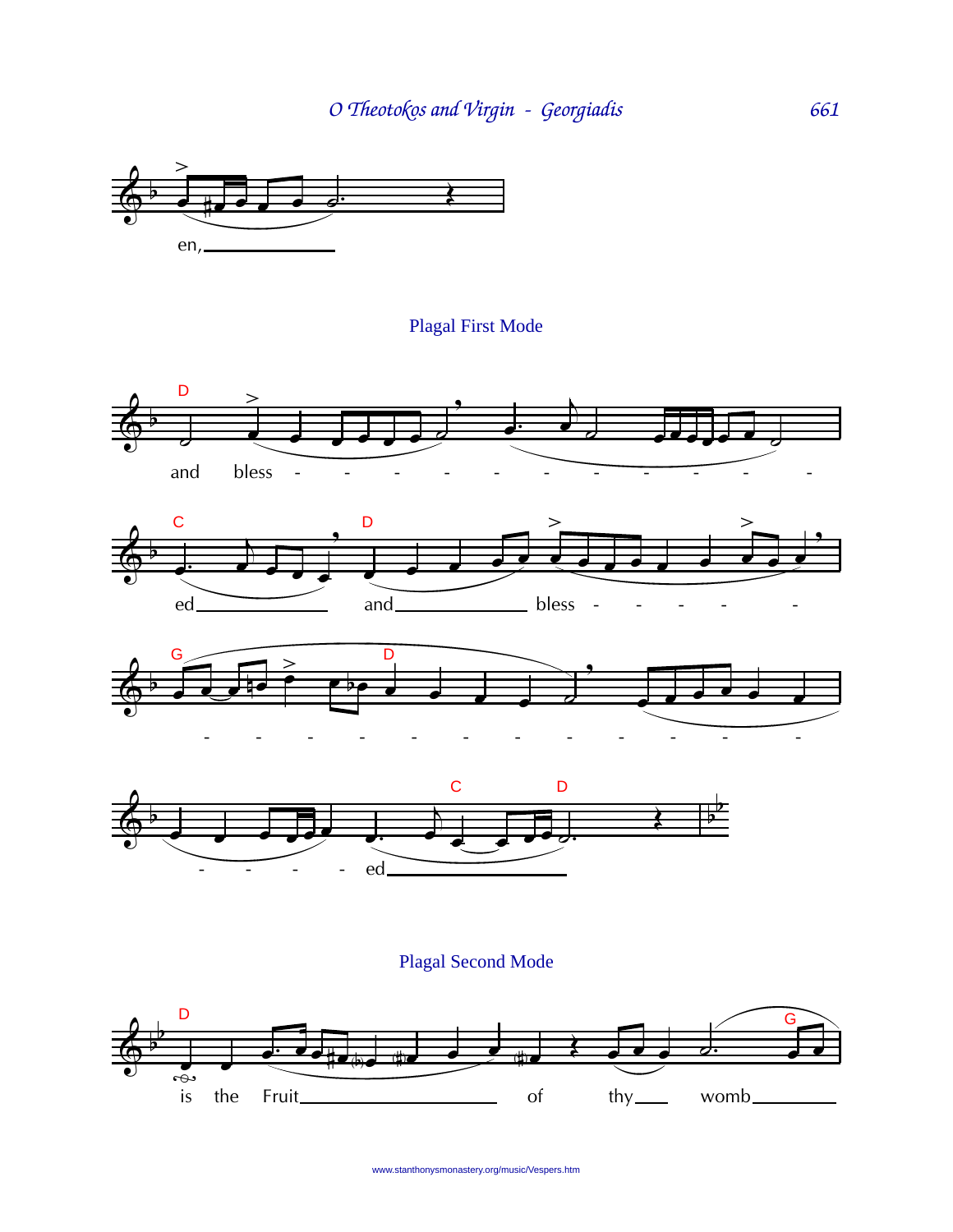en,

## Plagal First Mode

and bless - - - - - - - - - - - -

ed and bless - - - - -

- - - - - - - - - - - - -

- - - - ed

## Plagal Second Mode

is the Fruit of thy womb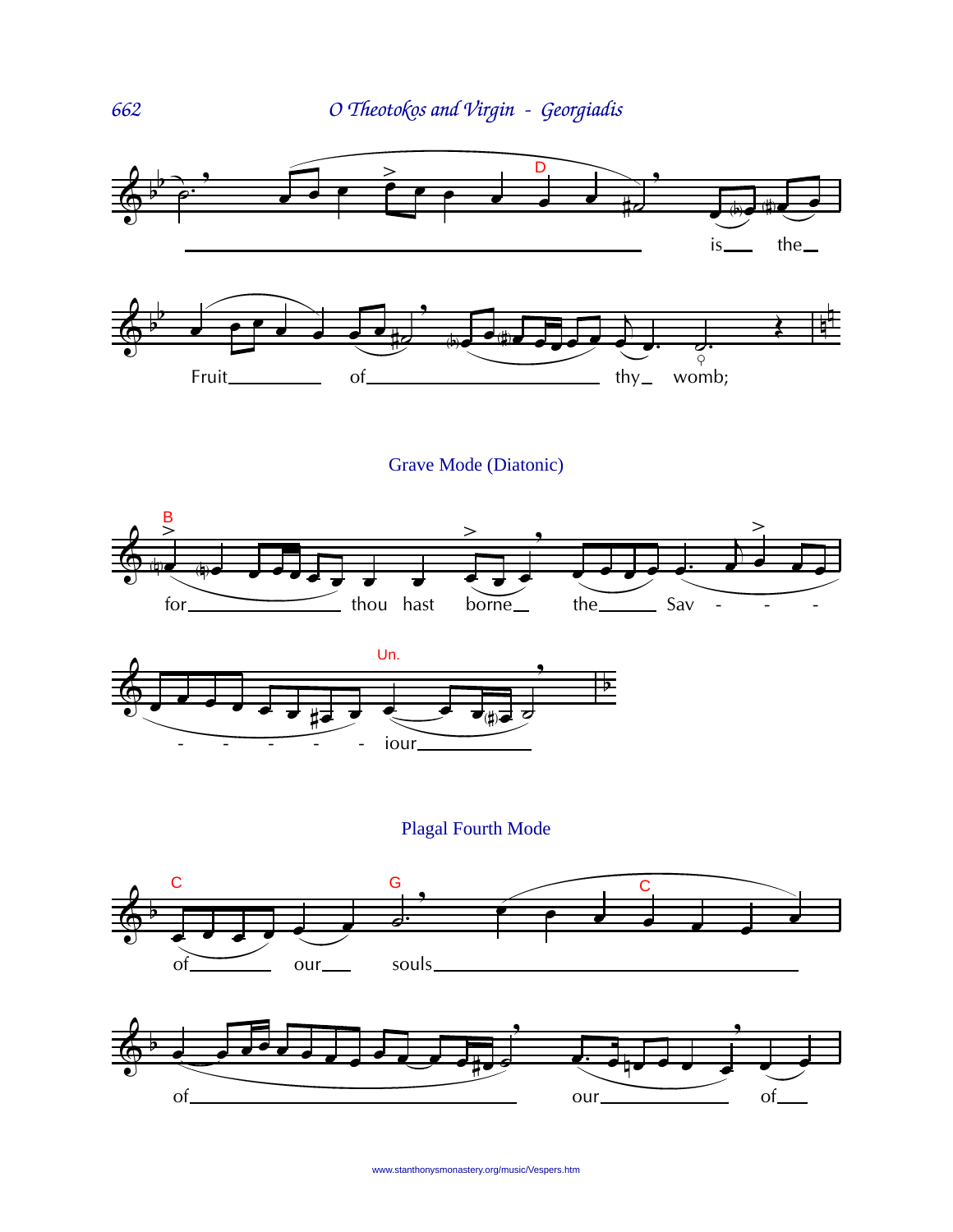### Grave Mode (Diatonic)

### Plagal Fourth Mode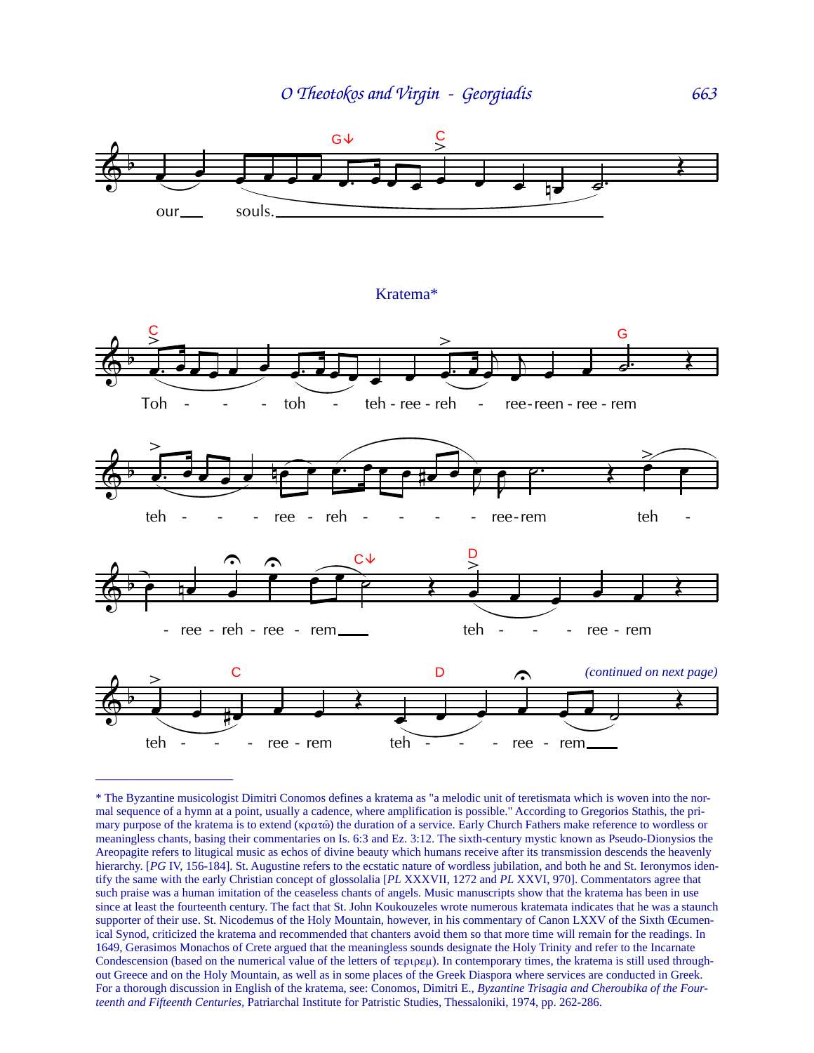our souls.

Kratema*

Toh - - - toh - teh - ree - reh - ree - reen - ree - rem

teh - - - ree - reh - - - - ree - rem teh -

- ree - reh - ree - rem teh - - - ree - rem

teh - - - ree - rem teh - - - ree - rem

*(continued on next page)*

---

* The Byzantine musicologist Dimitri Conomos defines a kratema as "a melodic unit of teretismata which is woven into the normal sequence of a hymn at a point, usually a cadence, where amplification is possible." According to Gregorios Stathis, the primary purpose of the kratema is to extend (κρατῶ) the duration of a service. Early Church Fathers make reference to wordless or meaningless chants, basing their commentaries on Is. 6:3 and Ez. 3:12. The sixth-century mystic known as Pseudo-Dionysios the Areopagite refers to litugical music as echos of divine beauty which humans receive after its transmission descends the heavenly hierarchy. [*PG* IV, 156-184]. St. Augustine refers to the ecstatic nature of wordless jubilation, and both he and St. Ieronymos identify the same with the early Christian concept of glossolalia [*PL* XXXVII, 1272 and *PL* XXVI, 970]. Commentators agree that such praise was a human imitation of the ceaseless chants of angels. Music manuscripts show that the kratema has been in use since at least the fourteenth century. The fact that St. John Koukouzeles wrote numerous kratemata indicates that he was a staunch supporter of their use. St. Nicodemus of the Holy Mountain, however, in his commentary of Canon LXXV of the Sixth Œcumenical Synod, criticized the kratema and recommended that chanters avoid them so that more time will remain for the readings. In 1649, Gerasimos Monachos of Crete argued that the meaningless sounds designate the Holy Trinity and refer to the Incarnate Condescension (based on the numerical value of the letters of τεριρεμ). In contemporary times, the kratema is still used throughout Greece and on the Holy Mountain, as well as in some places of the Greek Diaspora where services are conducted in Greek. For a thorough discussion in English of the kratema, see: Conomos, Dimitri E., *Byzantine Trisagia and Cheroubika of the Fourteenth and Fifteenth Centuries*, Patriarchal Institute for Patristic Studies, Thessaloniki, 1974, pp. 262-286.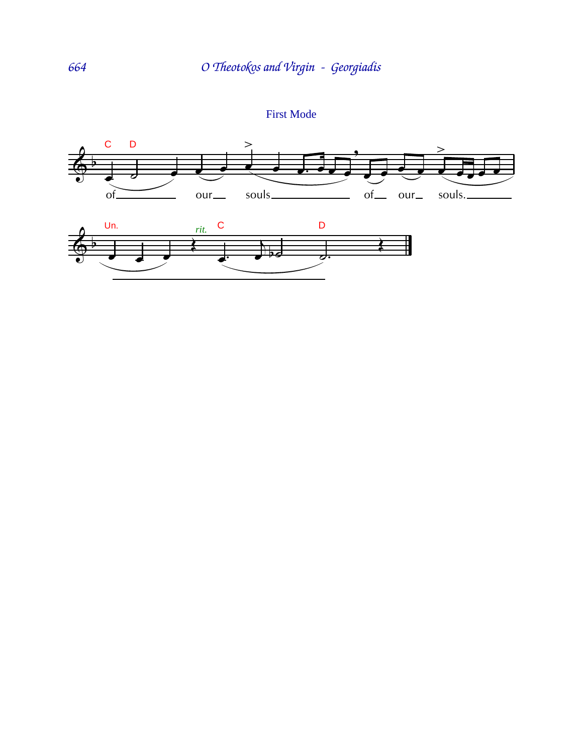First Mode

of our souls of our souls.